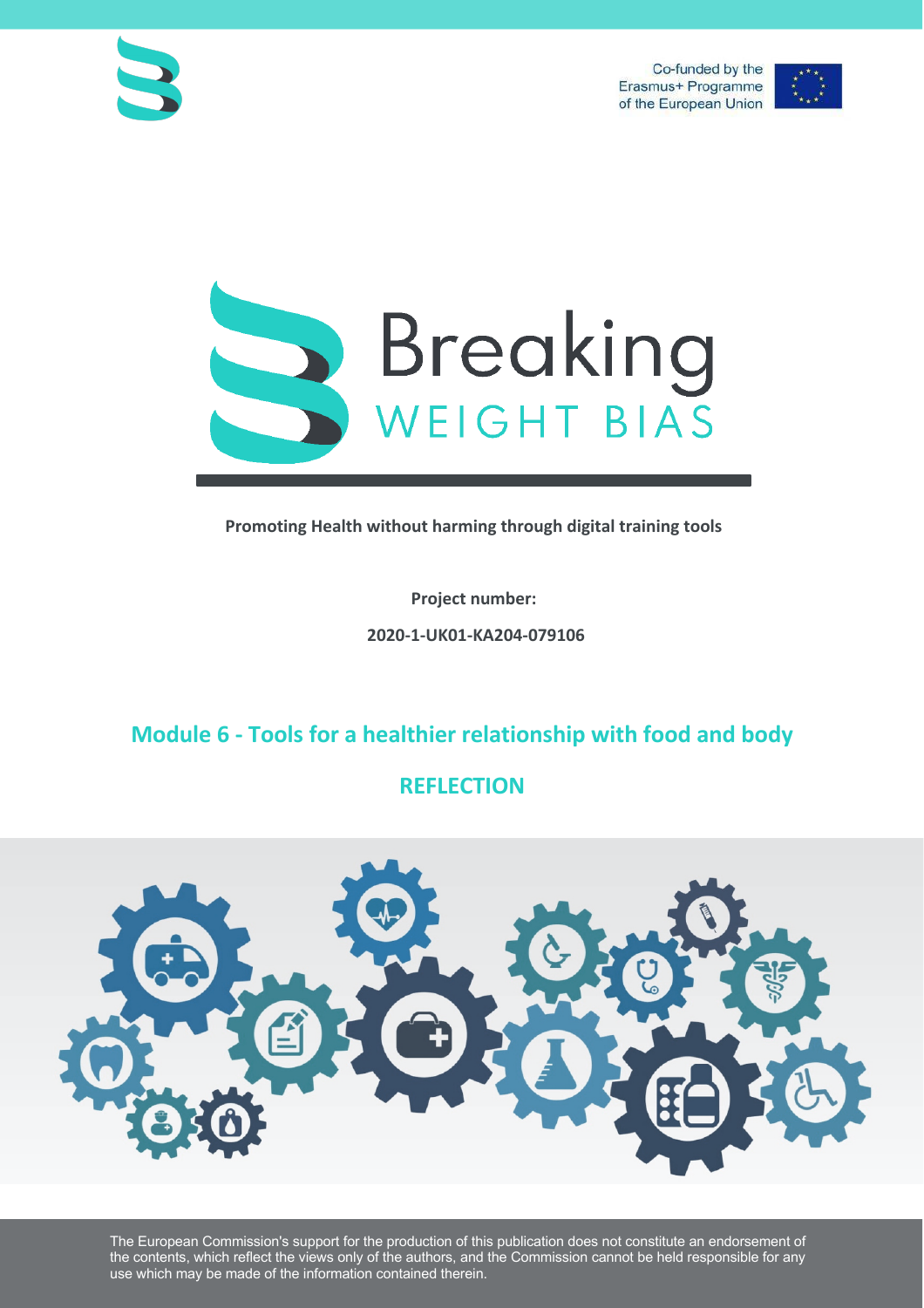Co-funded by the Erasmus+ Programme of the European Union

# Breaking WEIGHT BIAS

**Promoting Health without harming through digital training tools**

**Project number:**

**2020-1-UK01-KA204-079106**

## Module 6 - Tools for a healthier relationship with food and body

## REFLECTION

The European Commission's support for the production of this publication does not constitute an endorsement of the contents, which reflect the views only of the authors, and the Commission cannot be held responsible for any use which may be made of the information contained therein.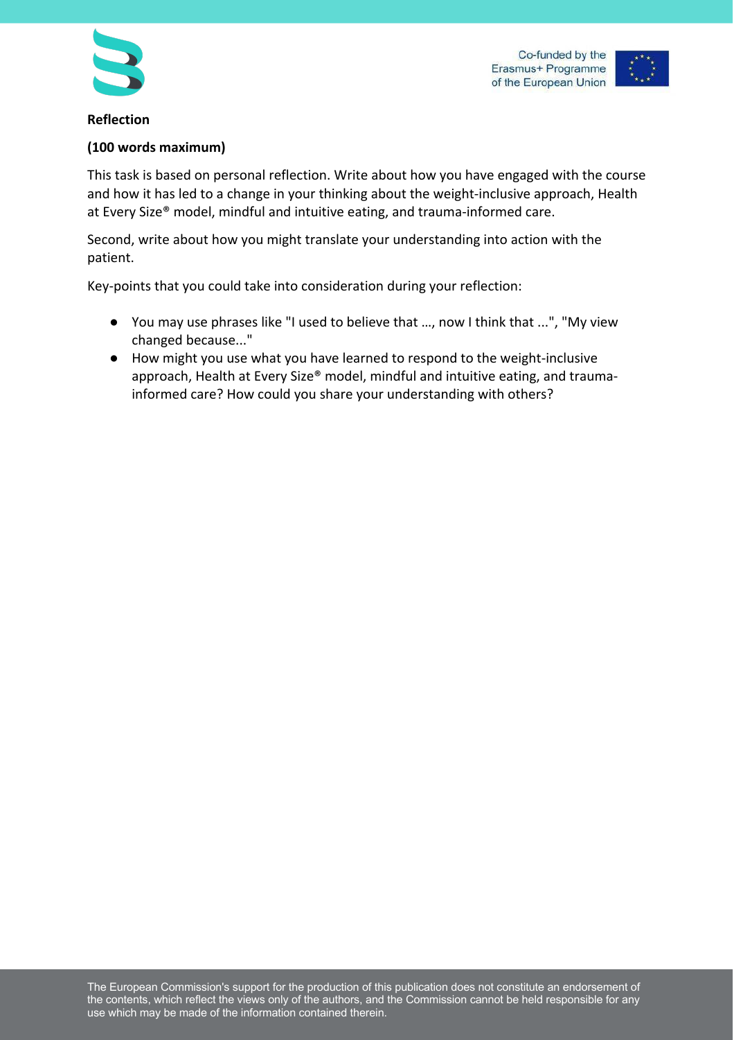**Reflection**

**(100 words maximum)**

This task is based on personal reflection. Write about how you have engaged with the course and how it has led to a change in your thinking about the weight-inclusive approach, Health at Every Size® model, mindful and intuitive eating, and trauma-informed care.

Second, write about how you might translate your understanding into action with the patient.

Key-points that you could take into consideration during your reflection:

- You may use phrases like "I used to believe that ..., now I think that ...", "My view changed because..."
- How might you use what you have learned to respond to the weight-inclusive approach, Health at Every Size® model, mindful and intuitive eating, and trauma-informed care? How could you share your understanding with others?